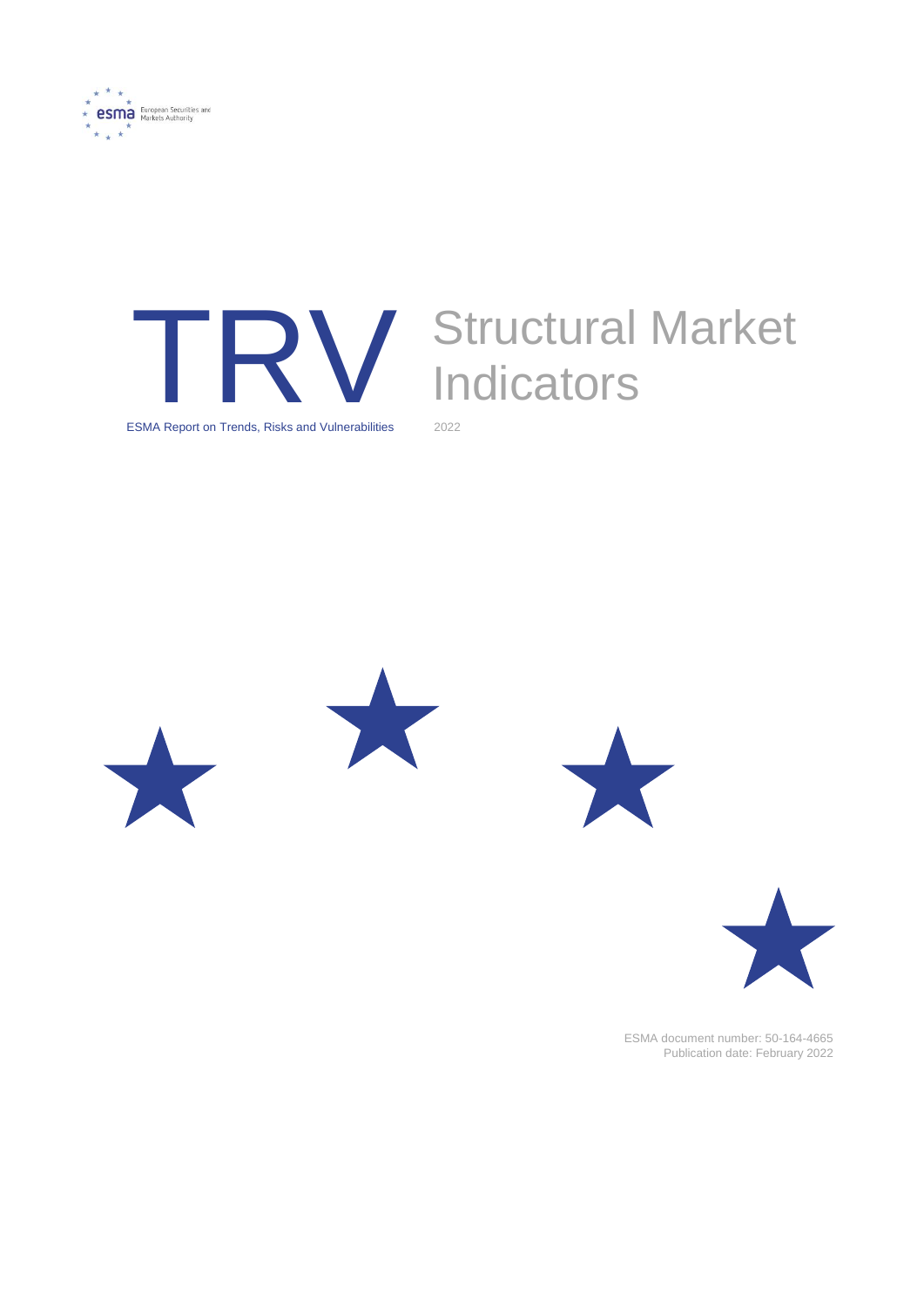European Securities and Markets Authority

# TRV Structural Market Indicators

ESMA Report on Trends, Risks and Vulnerabilities

2022

ESMA document number: 50-164-4665
Publication date: February 2022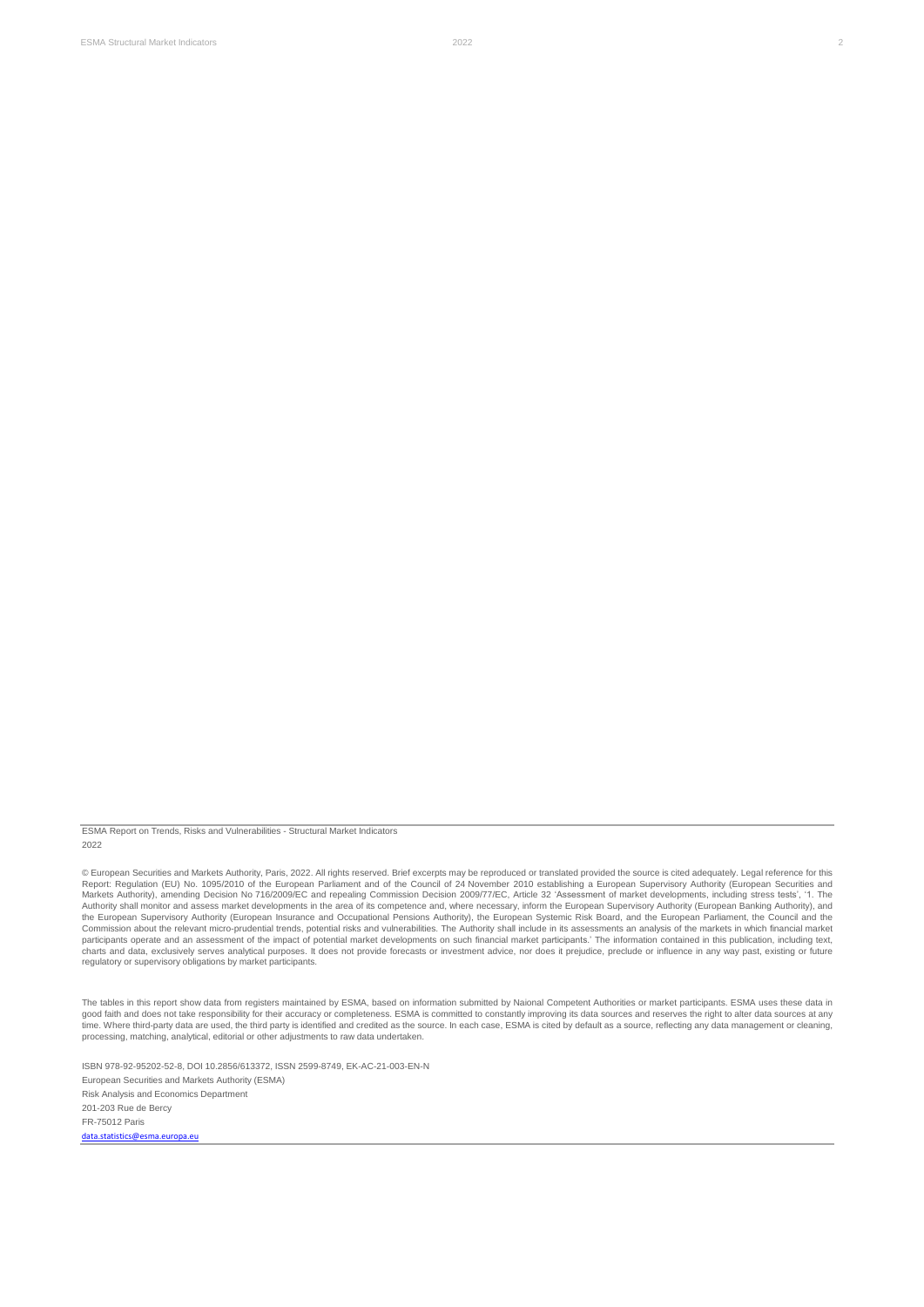ESMA Report on Trends, Risks and Vulnerabilities - Structural Market Indicators
2022

© European Securities and Markets Authority, Paris, 2022. All rights reserved. Brief excerpts may be reproduced or translated provided the source is cited adequately. Legal reference for this Report: Regulation (EU) No. 1095/2010 of the European Parliament and of the Council of 24 November 2010 establishing a European Supervisory Authority (European Securities and Markets Authority), amending Decision No 716/2009/EC and repealing Commission Decision 2009/77/EC, Article 32 'Assessment of market developments, including stress tests', '1. The Authority shall monitor and assess market developments in the area of its competence and, where necessary, inform the European Supervisory Authority (European Banking Authority), and the European Supervisory Authority (European Insurance and Occupational Pensions Authority), the European Systemic Risk Board, and the European Parliament, the Council and the Commission about the relevant micro-prudential trends, potential risks and vulnerabilities. The Authority shall include in its assessments an analysis of the markets in which financial market participants operate and an assessment of the impact of potential market developments on such financial market participants.' The information contained in this publication, including text, charts and data, exclusively serves analytical purposes. It does not provide forecasts or investment advice, nor does it prejudice, preclude or influence in any way past, existing or future regulatory or supervisory obligations by market participants.

The tables in this report show data from registers maintained by ESMA, based on information submitted by Naional Competent Authorities or market participants. ESMA uses these data in good faith and does not take responsibility for their accuracy or completeness. ESMA is committed to constantly improving its data sources and reserves the right to alter data sources at any time. Where third-party data are used, the third party is identified and credited as the source. In each case, ESMA is cited by default as a source, reflecting any data management or cleaning, processing, matching, analytical, editorial or other adjustments to raw data undertaken.

ISBN 978-92-95202-52-8, DOI 10.2856/613372, ISSN 2599-8749, EK-AC-21-003-EN-N
European Securities and Markets Authority (ESMA)
Risk Analysis and Economics Department
201-203 Rue de Bercy
FR-75012 Paris
data.statistics@esma.europa.eu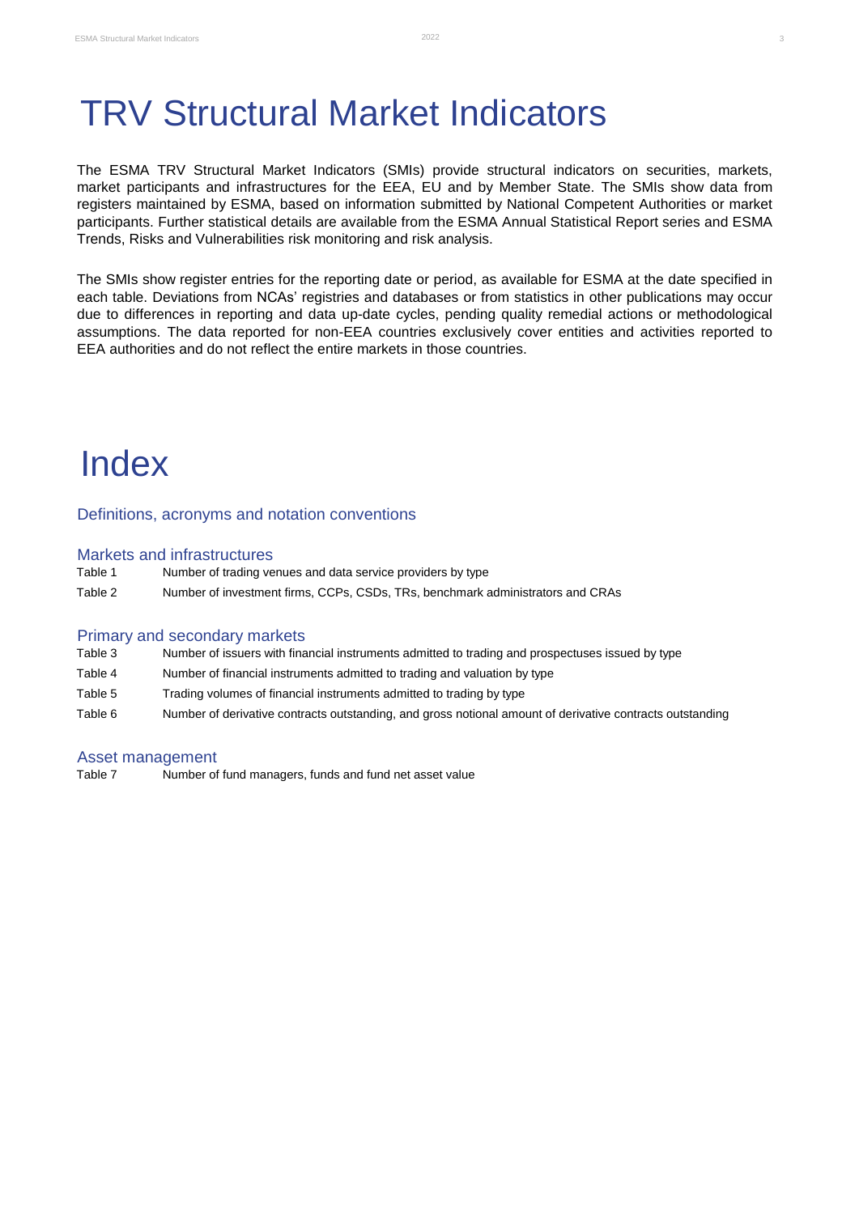// TRV Structural Market Indicators

The ESMA TRV Structural Market Indicators (SMIs) provide structural indicators on securities, markets, market participants and infrastructures for the EEA, EU and by Member State. The SMIs show data from registers maintained by ESMA, based on information submitted by National Competent Authorities or market participants. Further statistical details are available from the ESMA Annual Statistical Report series and ESMA Trends, Risks and Vulnerabilities risk monitoring and risk analysis.

The SMIs show register entries for the reporting date or period, as available for ESMA at the date specified in each table. Deviations from NCAs' registries and databases or from statistics in other publications may occur due to differences in reporting and data up-date cycles, pending quality remedial actions or methodological assumptions. The data reported for non-EEA countries exclusively cover entities and activities reported to EEA authorities and do not reflect the entire markets in those countries.

# Index

## Definitions, acronyms and notation conventions

## Markets and infrastructures

| | |
|---|---|
| Table 1 | Number of trading venues and data service providers by type |
| Table 2 | Number of investment firms, CCPs, CSDs, TRs, benchmark administrators and CRAs |

## Primary and secondary markets

| | |
|---|---|
| Table 3 | Number of issuers with financial instruments admitted to trading and prospectuses issued by type |
| Table 4 | Number of financial instruments admitted to trading and valuation by type |
| Table 5 | Trading volumes of financial instruments admitted to trading by type |
| Table 6 | Number of derivative contracts outstanding, and gross notional amount of derivative contracts outstanding |

## Asset management

| | |
|---|---|
| Table 7 | Number of fund managers, funds and fund net asset value |

# TRV Structural Market Indicators

The ESMA TRV Structural Market Indicators (SMIs) provide structural indicators on securities, markets, market participants and infrastructures for the EEA, EU and by Member State. The SMIs show data from registers maintained by ESMA, based on information submitted by National Competent Authorities or market participants. Further statistical details are available from the ESMA Annual Statistical Report series and ESMA Trends, Risks and Vulnerabilities risk monitoring and risk analysis.

The SMIs show register entries for the reporting date or period, as available for ESMA at the date specified in each table. Deviations from NCAs' registries and databases or from statistics in other publications may occur due to differences in reporting and data up-date cycles, pending quality remedial actions or methodological assumptions. The data reported for non-EEA countries exclusively cover entities and activities reported to EEA authorities and do not reflect the entire markets in those countries.

# Index

## Definitions, acronyms and notation conventions

## Markets and infrastructures

| | |
|---|---|
| Table 1 | Number of trading venues and data service providers by type |
| Table 2 | Number of investment firms, CCPs, CSDs, TRs, benchmark administrators and CRAs |

## Primary and secondary markets

| | |
|---|---|
| Table 3 | Number of issuers with financial instruments admitted to trading and prospectuses issued by type |
| Table 4 | Number of financial instruments admitted to trading and valuation by type |
| Table 5 | Trading volumes of financial instruments admitted to trading by type |
| Table 6 | Number of derivative contracts outstanding, and gross notional amount of derivative contracts outstanding |

## Asset management

| | |
|---|---|
| Table 7 | Number of fund managers, funds and fund net asset value |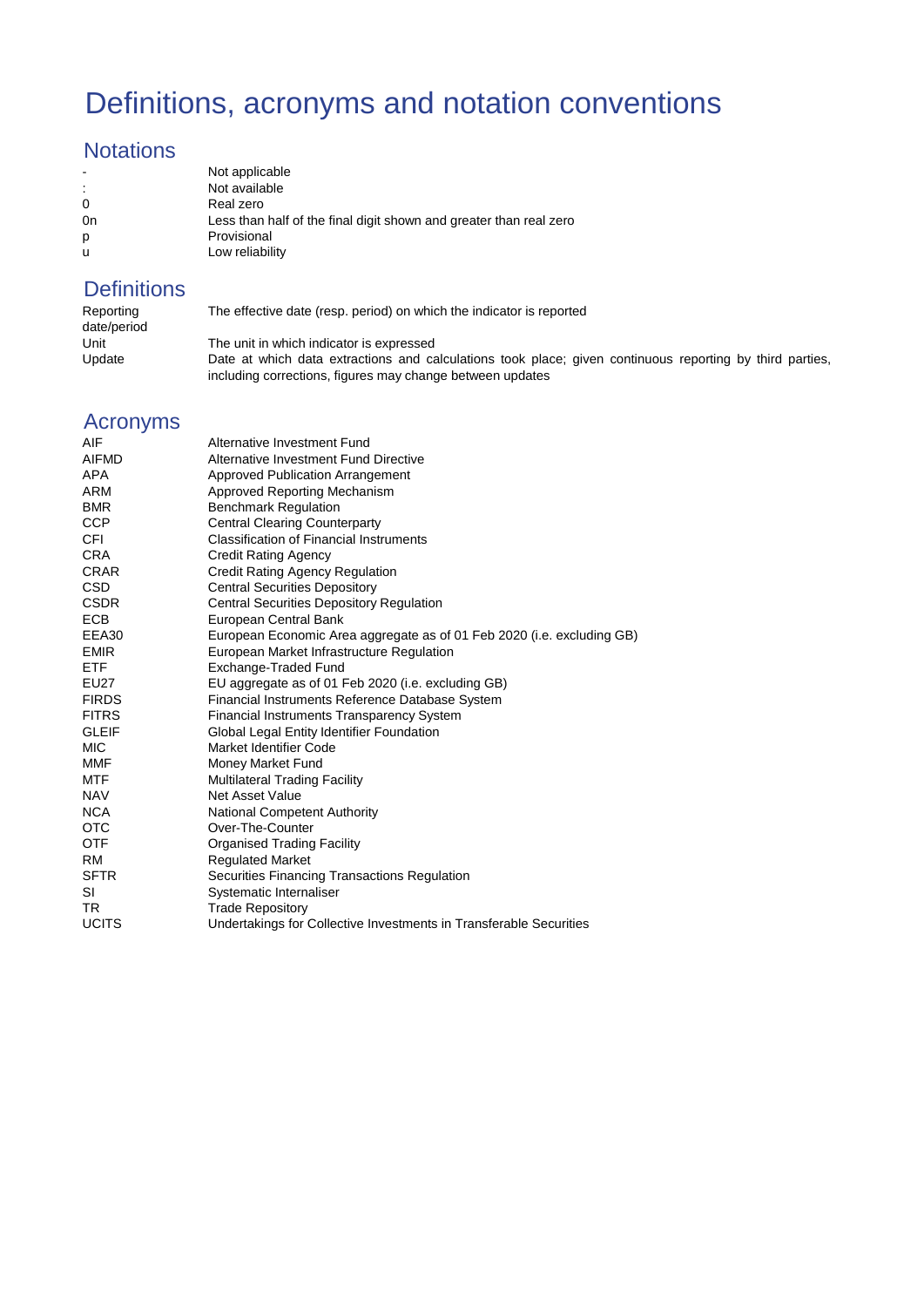# Definitions, acronyms and notation conventions

## Notations

| | |
|---|---|
| - | Not applicable |
| : | Not available |
| 0 | Real zero |
| 0n | Less than half of the final digit shown and greater than real zero |
| p | Provisional |
| u | Low reliability |

## Definitions

| | |
|---|---|
| Reporting date/period | The effective date (resp. period) on which the indicator is reported |
| Unit | The unit in which indicator is expressed |
| Update | Date at which data extractions and calculations took place; given continuous reporting by third parties, including corrections, figures may change between updates |

## Acronyms

| | |
|---|---|
| AIF | Alternative Investment Fund |
| AIFMD | Alternative Investment Fund Directive |
| APA | Approved Publication Arrangement |
| ARM | Approved Reporting Mechanism |
| BMR | Benchmark Regulation |
| CCP | Central Clearing Counterparty |
| CFI | Classification of Financial Instruments |
| CRA | Credit Rating Agency |
| CRAR | Credit Rating Agency Regulation |
| CSD | Central Securities Depository |
| CSDR | Central Securities Depository Regulation |
| ECB | European Central Bank |
| EEA30 | European Economic Area aggregate as of 01 Feb 2020 (i.e. excluding GB) |
| EMIR | European Market Infrastructure Regulation |
| ETF | Exchange-Traded Fund |
| EU27 | EU aggregate as of 01 Feb 2020 (i.e. excluding GB) |
| FIRDS | Financial Instruments Reference Database System |
| FITRS | Financial Instruments Transparency System |
| GLEIF | Global Legal Entity Identifier Foundation |
| MIC | Market Identifier Code |
| MMF | Money Market Fund |
| MTF | Multilateral Trading Facility |
| NAV | Net Asset Value |
| NCA | National Competent Authority |
| OTC | Over-The-Counter |
| OTF | Organised Trading Facility |
| RM | Regulated Market |
| SFTR | Securities Financing Transactions Regulation |
| SI | Systematic Internaliser |
| TR | Trade Repository |
| UCITS | Undertakings for Collective Investments in Transferable Securities |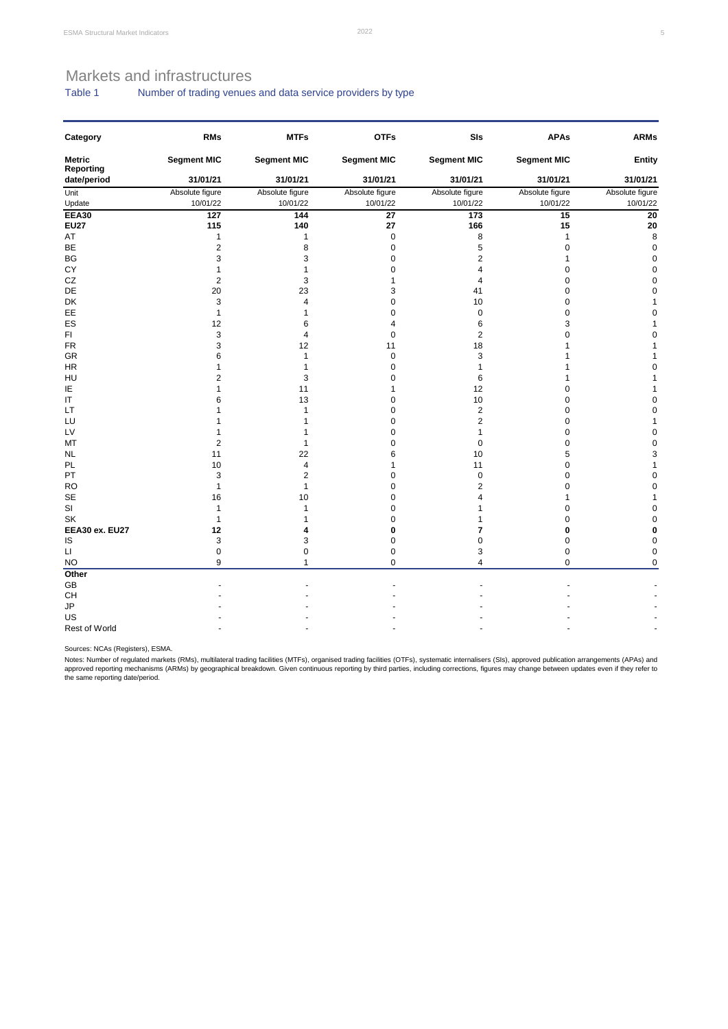# Markets and infrastructures

Table 1 Number of trading venues and data service providers by type

| Category | RMs | MTFs | OTFs | SIs | APAs | ARMs |
|---|---|---|---|---|---|---|
| **Metric** | **Segment MIC** | **Segment MIC** | **Segment MIC** | **Segment MIC** | **Segment MIC** | **Entity** |
| **Reporting date/period** | **31/01/21** | **31/01/21** | **31/01/21** | **31/01/21** | **31/01/21** | **31/01/21** |
| Unit | Absolute figure | Absolute figure | Absolute figure | Absolute figure | Absolute figure | Absolute figure |
| Update | 10/01/22 | 10/01/22 | 10/01/22 | 10/01/22 | 10/01/22 | 10/01/22 |
| **EEA30** | **127** | **144** | **27** | **173** | **15** | **20** |
| **EU27** | **115** | **140** | **27** | **166** | **15** | **20** |
| AT | 1 | 1 | 0 | 8 | 1 | 8 |
| BE | 2 | 8 | 0 | 5 | 0 | 0 |
| BG | 3 | 3 | 0 | 2 | 1 | 0 |
| CY | 1 | 1 | 0 | 4 | 0 | 0 |
| CZ | 2 | 3 | 1 | 4 | 0 | 0 |
| DE | 20 | 23 | 3 | 41 | 0 | 0 |
| DK | 3 | 4 | 0 | 10 | 0 | 1 |
| EE | 1 | 1 | 0 | 0 | 0 | 0 |
| ES | 12 | 6 | 4 | 6 | 3 | 1 |
| FI | 3 | 4 | 0 | 2 | 0 | 0 |
| FR | 3 | 12 | 11 | 18 | 1 | 1 |
| GR | 6 | 1 | 0 | 3 | 1 | 1 |
| HR | 1 | 1 | 0 | 1 | 1 | 0 |
| HU | 2 | 3 | 0 | 6 | 1 | 1 |
| IE | 1 | 11 | 1 | 12 | 0 | 1 |
| IT | 6 | 13 | 0 | 10 | 0 | 0 |
| LT | 1 | 1 | 0 | 2 | 0 | 0 |
| LU | 1 | 1 | 0 | 2 | 0 | 1 |
| LV | 1 | 1 | 0 | 1 | 0 | 0 |
| MT | 2 | 1 | 0 | 0 | 0 | 0 |
| NL | 11 | 22 | 6 | 10 | 5 | 3 |
| PL | 10 | 4 | 1 | 11 | 0 | 1 |
| PT | 3 | 2 | 0 | 0 | 0 | 0 |
| RO | 1 | 1 | 0 | 2 | 0 | 0 |
| SE | 16 | 10 | 0 | 4 | 1 | 1 |
| SI | 1 | 1 | 0 | 1 | 0 | 0 |
| SK | 1 | 1 | 0 | 1 | 0 | 0 |
| **EEA30 ex. EU27** | **12** | **4** | **0** | **7** | **0** | **0** |
| IS | 3 | 3 | 0 | 0 | 0 | 0 |
| LI | 0 | 0 | 0 | 3 | 0 | 0 |
| NO | 9 | 1 | 0 | 4 | 0 | 0 |
| **Other** | | | | | | |
| GB | - | - | - | - | - | - |
| CH | - | - | - | - | - | - |
| JP | - | - | - | - | - | - |
| US | - | - | - | - | - | - |
| Rest of World | - | - | - | - | - | - |

Sources: NCAs (Registers), ESMA.

Notes: Number of regulated markets (RMs), multilateral trading facilities (MTFs), organised trading facilities (OTFs), systematic internalisers (SIs), approved publication arrangements (APAs) and approved reporting mechanisms (ARMs) by geographical breakdown. Given continuous reporting by third parties, including corrections, figures may change between updates even if they refer to the same reporting date/period.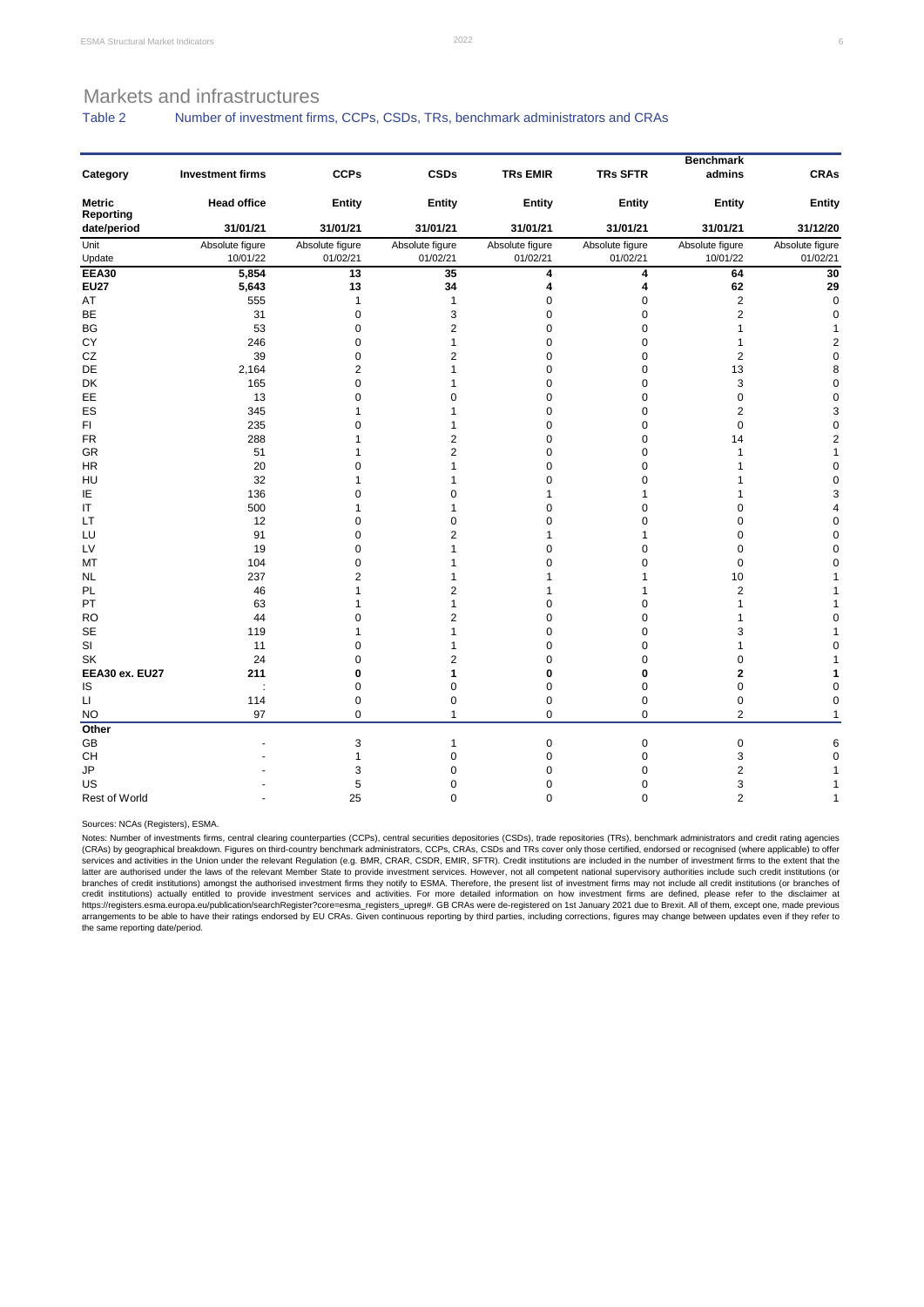# Markets and infrastructures

## Table 2 Number of investment firms, CCPs, CSDs, TRs, benchmark administrators and CRAs

| Category | Investment firms | CCPs | CSDs | TRs EMIR | TRs SFTR | Benchmark admins | CRAs |
|---|---|---|---|---|---|---|---|
| Metric | Head office | Entity | Entity | Entity | Entity | Entity | Entity |
| Reporting date/period | 31/01/21 | 31/01/21 | 31/01/21 | 31/01/21 | 31/01/21 | 31/01/21 | 31/12/20 |
| Unit | Absolute figure | Absolute figure | Absolute figure | Absolute figure | Absolute figure | Absolute figure | Absolute figure |
| Update | 10/01/22 | 01/02/21 | 01/02/21 | 01/02/21 | 01/02/21 | 10/01/22 | 01/02/21 |
| **EEA30** | **5,854** | **13** | **35** | **4** | **4** | **64** | **30** |
| **EU27** | **5,643** | **13** | **34** | **4** | **4** | **62** | **29** |
| AT | 555 | 1 | 1 | 0 | 0 | 2 | 0 |
| BE | 31 | 0 | 3 | 0 | 0 | 2 | 0 |
| BG | 53 | 0 | 2 | 0 | 0 | 1 | 1 |
| CY | 246 | 0 | 1 | 0 | 0 | 1 | 2 |
| CZ | 39 | 0 | 2 | 0 | 0 | 2 | 0 |
| DE | 2,164 | 2 | 1 | 0 | 0 | 13 | 8 |
| DK | 165 | 0 | 1 | 0 | 0 | 3 | 0 |
| EE | 13 | 0 | 0 | 0 | 0 | 0 | 0 |
| ES | 345 | 1 | 1 | 0 | 0 | 2 | 3 |
| FI | 235 | 0 | 1 | 0 | 0 | 0 | 0 |
| FR | 288 | 1 | 2 | 0 | 0 | 14 | 2 |
| GR | 51 | 1 | 2 | 0 | 0 | 1 | 1 |
| HR | 20 | 0 | 1 | 0 | 0 | 1 | 0 |
| HU | 32 | 1 | 1 | 0 | 0 | 1 | 0 |
| IE | 136 | 0 | 0 | 1 | 1 | 1 | 3 |
| IT | 500 | 1 | 1 | 0 | 0 | 0 | 4 |
| LT | 12 | 0 | 0 | 0 | 0 | 0 | 0 |
| LU | 91 | 0 | 2 | 1 | 1 | 0 | 0 |
| LV | 19 | 0 | 1 | 0 | 0 | 0 | 0 |
| MT | 104 | 0 | 1 | 0 | 0 | 0 | 0 |
| NL | 237 | 2 | 1 | 1 | 1 | 10 | 1 |
| PL | 46 | 1 | 2 | 1 | 1 | 2 | 1 |
| PT | 63 | 1 | 1 | 0 | 0 | 1 | 1 |
| RO | 44 | 0 | 2 | 0 | 0 | 1 | 0 |
| SE | 119 | 1 | 1 | 0 | 0 | 3 | 1 |
| SI | 11 | 0 | 1 | 0 | 0 | 1 | 0 |
| SK | 24 | 0 | 2 | 0 | 0 | 0 | 1 |
| **EEA30 ex. EU27** | **211** | **0** | **1** | **0** | **0** | **2** | **1** |
| IS | : | 0 | 0 | 0 | 0 | 0 | 0 |
| LI | 114 | 0 | 0 | 0 | 0 | 0 | 0 |
| NO | 97 | 0 | 1 | 0 | 0 | 2 | 1 |
| **Other** | | | | | | | |
| GB | - | 3 | 1 | 0 | 0 | 0 | 6 |
| CH | - | 1 | 0 | 0 | 0 | 3 | 0 |
| JP | - | 3 | 0 | 0 | 0 | 2 | 1 |
| US | - | 5 | 0 | 0 | 0 | 3 | 1 |
| Rest of World | - | 25 | 0 | 0 | 0 | 2 | 1 |

Sources: NCAs (Registers), ESMA.

Notes: Number of investments firms, central clearing counterparties (CCPs), central securities depositories (CSDs), trade repositories (TRs), benchmark administrators and credit rating agencies (CRAs) by geographical breakdown. Figures on third-country benchmark administrators, CCPs, CRAs, CSDs and TRs cover only those certified, endorsed or recognised (where applicable) to offer services and activities in the Union under the relevant Regulation (e.g. BMR, CRAR, CSDR, EMIR, SFTR). Credit institutions are included in the number of investment firms to the extent that the latter are authorised under the laws of the relevant Member State to provide investment services. However, not all competent national supervisory authorities include such credit institutions (or branches of credit institutions) amongst the authorised investment firms they notify to ESMA. Therefore, the present list of investment firms may not include all credit institutions (or branches of credit institutions) actually entitled to provide investment services and activities. For more detailed information on how investment firms are defined, please refer to the disclaimer at https://registers.esma.europa.eu/publication/searchRegister?core=esma_registers_upreg#. GB CRAs were de-registered on 1st January 2021 due to Brexit. All of them, except one, made previous arrangements to be able to have their ratings endorsed by EU CRAs. Given continuous reporting by third parties, including corrections, figures may change between updates even if they refer to the same reporting date/period.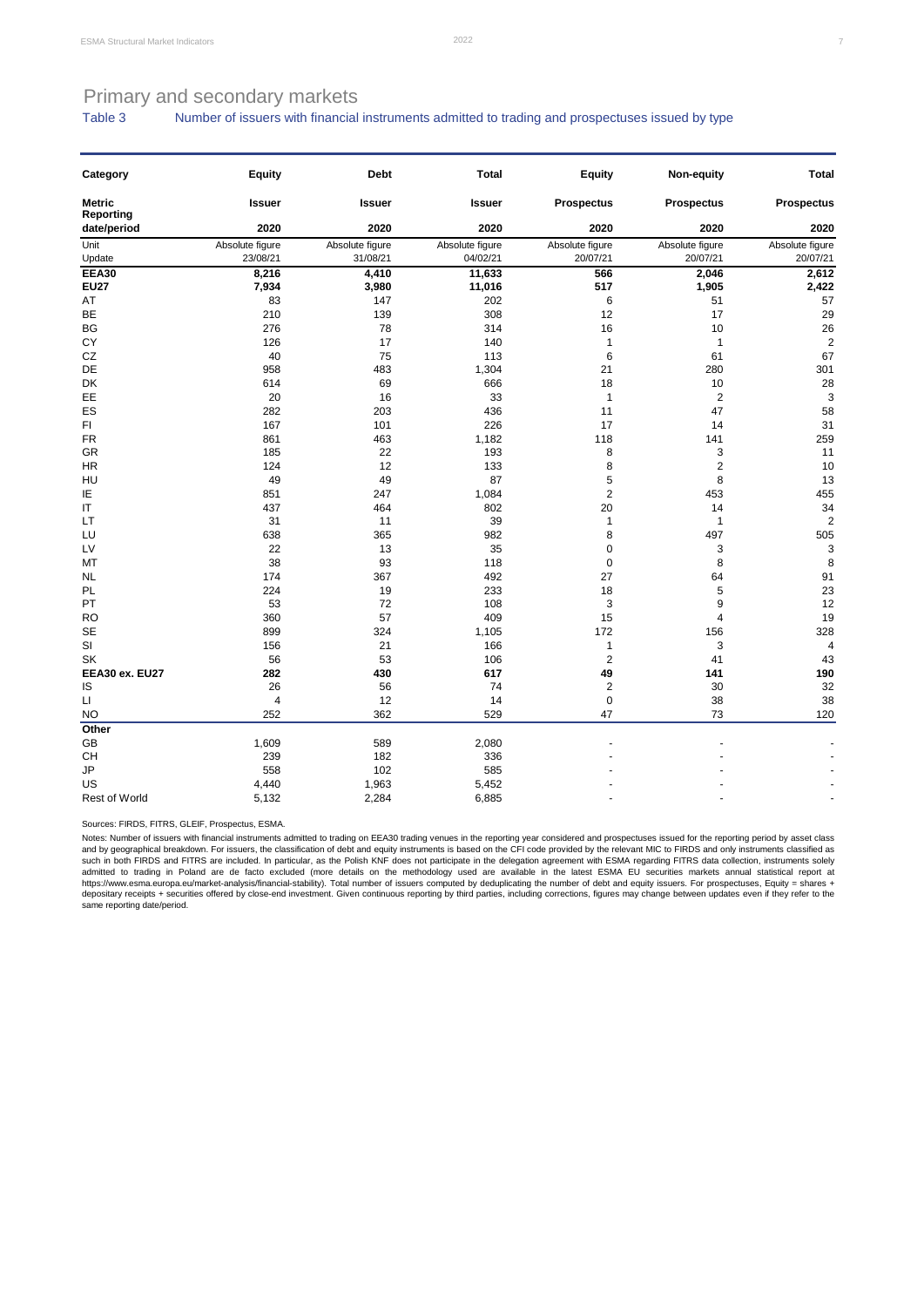# Primary and secondary markets

Table 3 Number of issuers with financial instruments admitted to trading and prospectuses issued by type

| Category | Equity | Debt | Total | Equity | Non-equity | Total |
|---|---|---|---|---|---|---|
| **Metric** | **Issuer** | **Issuer** | **Issuer** | **Prospectus** | **Prospectus** | **Prospectus** |
| **Reporting date/period** | **2020** | **2020** | **2020** | **2020** | **2020** | **2020** |
| Unit | Absolute figure | Absolute figure | Absolute figure | Absolute figure | Absolute figure | Absolute figure |
| Update | 23/08/21 | 31/08/21 | 04/02/21 | 20/07/21 | 20/07/21 | 20/07/21 |
| **EEA30** | **8,216** | **4,410** | **11,633** | **566** | **2,046** | **2,612** |
| **EU27** | **7,934** | **3,980** | **11,016** | **517** | **1,905** | **2,422** |
| AT | 83 | 147 | 202 | 6 | 51 | 57 |
| BE | 210 | 139 | 308 | 12 | 17 | 29 |
| BG | 276 | 78 | 314 | 16 | 10 | 26 |
| CY | 126 | 17 | 140 | 1 | 1 | 2 |
| CZ | 40 | 75 | 113 | 6 | 61 | 67 |
| DE | 958 | 483 | 1,304 | 21 | 280 | 301 |
| DK | 614 | 69 | 666 | 18 | 10 | 28 |
| EE | 20 | 16 | 33 | 1 | 2 | 3 |
| ES | 282 | 203 | 436 | 11 | 47 | 58 |
| FI | 167 | 101 | 226 | 17 | 14 | 31 |
| FR | 861 | 463 | 1,182 | 118 | 141 | 259 |
| GR | 185 | 22 | 193 | 8 | 3 | 11 |
| HR | 124 | 12 | 133 | 8 | 2 | 10 |
| HU | 49 | 49 | 87 | 5 | 8 | 13 |
| IE | 851 | 247 | 1,084 | 2 | 453 | 455 |
| IT | 437 | 464 | 802 | 20 | 14 | 34 |
| LT | 31 | 11 | 39 | 1 | 1 | 2 |
| LU | 638 | 365 | 982 | 8 | 497 | 505 |
| LV | 22 | 13 | 35 | 0 | 3 | 3 |
| MT | 38 | 93 | 118 | 0 | 8 | 8 |
| NL | 174 | 367 | 492 | 27 | 64 | 91 |
| PL | 224 | 19 | 233 | 18 | 5 | 23 |
| PT | 53 | 72 | 108 | 3 | 9 | 12 |
| RO | 360 | 57 | 409 | 15 | 4 | 19 |
| SE | 899 | 324 | 1,105 | 172 | 156 | 328 |
| SI | 156 | 21 | 166 | 1 | 3 | 4 |
| SK | 56 | 53 | 106 | 2 | 41 | 43 |
| **EEA30 ex. EU27** | **282** | **430** | **617** | **49** | **141** | **190** |
| IS | 26 | 56 | 74 | 2 | 30 | 32 |
| LI | 4 | 12 | 14 | 0 | 38 | 38 |
| NO | 252 | 362 | 529 | 47 | 73 | 120 |
| **Other** | | | | | | |
| GB | 1,609 | 589 | 2,080 | - | - | - |
| CH | 239 | 182 | 336 | - | - | - |
| JP | 558 | 102 | 585 | - | - | - |
| US | 4,440 | 1,963 | 5,452 | - | - | - |
| Rest of World | 5,132 | 2,284 | 6,885 | - | - | - |

Sources: FIRDS, FITRS, GLEIF, Prospectus, ESMA.

Notes: Number of issuers with financial instruments admitted to trading on EEA30 trading venues in the reporting year considered and prospectuses issued for the reporting period by asset class and by geographical breakdown. For issuers, the classification of debt and equity instruments is based on the CFI code provided by the relevant MIC to FIRDS and only instruments classified as such in both FIRDS and FITRS are included. In particular, as the Polish KNF does not participate in the delegation agreement with ESMA regarding FITRS data collection, instruments solely admitted to trading in Poland are de facto excluded (more details on the methodology used are available in the latest ESMA EU securities markets annual statistical report at https://www.esma.europa.eu/market-analysis/financial-stability). Total number of issuers computed by deduplicating the number of debt and equity issuers. For prospectuses, Equity = shares + depositary receipts + securities offered by close-end investment. Given continuous reporting by third parties, including corrections, figures may change between updates even if they refer to the same reporting date/period.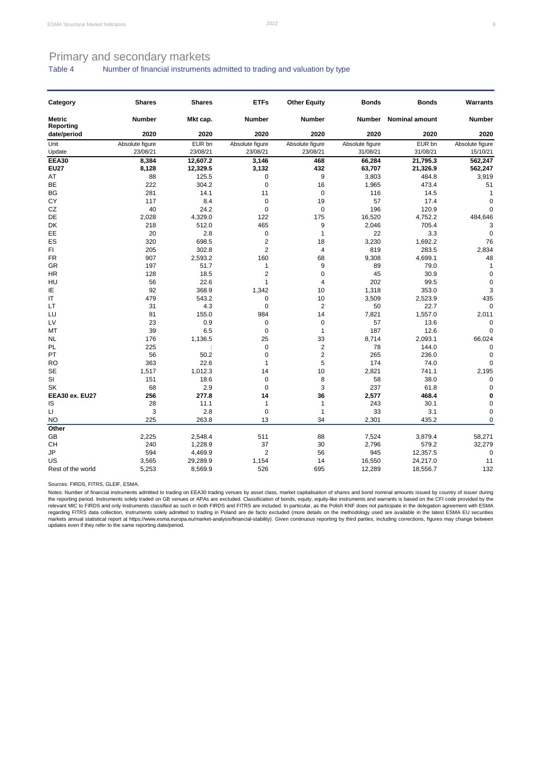## Primary and secondary markets

Table 4 Number of financial instruments admitted to trading and valuation by type

| Category | Shares | Shares | ETFs | Other Equity | Bonds | Bonds | Warrants |
|---|---|---|---|---|---|---|---|
| **Metric Reporting** | **Number** | **Mkt cap.** | **Number** | **Number** | **Number** | **Nominal amount** | **Number** |
| **date/period** | **2020** | **2020** | **2020** | **2020** | **2020** | **2020** | **2020** |
| Unit | Absolute figure | EUR bn | Absolute figure | Absolute figure | Absolute figure | EUR bn | Absolute figure |
| Update | 23/08/21 | 23/08/21 | 23/08/21 | 23/08/21 | 31/08/21 | 31/08/21 | 15/10/21 |
| **EEA30** | **8,384** | **12,607.2** | **3,146** | **468** | **66,284** | **21,795.3** | **562,247** |
| **EU27** | **8,128** | **12,329.5** | **3,132** | **432** | **63,707** | **21,326.9** | **562,247** |
| AT | 88 | 125.5 | 0 | 9 | 3,803 | 484.8 | 3,919 |
| BE | 222 | 304.2 | 0 | 16 | 1,965 | 473.4 | 51 |
| BG | 281 | 14.1 | 11 | 0 | 116 | 14.5 | 1 |
| CY | 117 | 8.4 | 0 | 19 | 57 | 17.4 | 0 |
| CZ | 40 | 24.2 | 0 | 0 | 196 | 120.9 | 0 |
| DE | 2,028 | 4,329.0 | 122 | 175 | 16,520 | 4,752.2 | 484,646 |
| DK | 218 | 512.0 | 465 | 9 | 2,046 | 705.4 | 3 |
| EE | 20 | 2.8 | 0 | 1 | 22 | 3.3 | 0 |
| ES | 320 | 698.5 | 2 | 18 | 3,230 | 1,692.2 | 76 |
| FI | 205 | 302.8 | 2 | 4 | 819 | 283.5 | 2,834 |
| FR | 907 | 2,593.2 | 160 | 68 | 9,308 | 4,699.1 | 48 |
| GR | 197 | 51.7 | 1 | 9 | 89 | 79.0 | 1 |
| HR | 128 | 18.5 | 2 | 0 | 45 | 30.9 | 0 |
| HU | 56 | 22.6 | 1 | 4 | 202 | 99.5 | 0 |
| IE | 92 | 368.9 | 1,342 | 10 | 1,318 | 353.0 | 3 |
| IT | 479 | 543.2 | 0 | 10 | 3,509 | 2,523.9 | 435 |
| LT | 31 | 4.3 | 0 | 2 | 50 | 22.7 | 0 |
| LU | 81 | 155.0 | 984 | 14 | 7,821 | 1,557.0 | 2,011 |
| LV | 23 | 0.9 | 0 | 0 | 57 | 13.6 | 0 |
| MT | 39 | 6.5 | 0 | 1 | 187 | 12.6 | 0 |
| NL | 176 | 1,136.5 | 25 | 33 | 8,714 | 2,093.1 | 66,024 |
| PL | 225 | : | 0 | 2 | 78 | 144.0 | 0 |
| PT | 56 | 50.2 | 0 | 2 | 265 | 236.0 | 0 |
| RO | 363 | 22.6 | 1 | 5 | 174 | 74.0 | 0 |
| SE | 1,517 | 1,012.3 | 14 | 10 | 2,821 | 741.1 | 2,195 |
| SI | 151 | 18.6 | 0 | 8 | 58 | 38.0 | 0 |
| SK | 68 | 2.9 | 0 | 3 | 237 | 61.8 | 0 |
| **EEA30 ex. EU27** | **256** | **277.8** | **14** | **36** | **2,577** | **468.4** | **0** |
| IS | 28 | 11.1 | 1 | 1 | 243 | 30.1 | 0 |
| LI | 3 | 2.8 | 0 | 1 | 33 | 3.1 | 0 |
| NO | 225 | 263.8 | 13 | 34 | 2,301 | 435.2 | 0 |
| **Other** | | | | | | | |
| GB | 2,225 | 2,548.4 | 511 | 88 | 7,524 | 3,879.4 | 58,271 |
| CH | 240 | 1,228.9 | 37 | 30 | 2,796 | 579.2 | 32,279 |
| JP | 594 | 4,469.9 | 2 | 56 | 945 | 12,357.5 | 0 |
| US | 3,565 | 29,289.9 | 1,154 | 14 | 16,550 | 24,217.0 | 11 |
| Rest of the world | 5,253 | 8,569.9 | 526 | 695 | 12,289 | 18,556.7 | 132 |

Sources: FIRDS, FITRS, GLEIF, ESMA.

Notes: Number of financial instruments admitted to trading on EEA30 trading venues by asset class, market capitalisation of shares and bond nominal amounts issued by country of issuer during the reporting period. Instruments solely traded on GB venues or APAs are excluded. Classification of bonds, equity, equity-like instruments and warrants is based on the CFI code provided by the relevant MIC to FIRDS and only instruments classified as such in both FIRDS and FITRS are included. In particular, as the Polish KNF does not participate in the delegation agreement with ESMA regarding FITRS data collection, instruments solely admitted to trading in Poland are de facto excluded (more details on the methodology used are available in the latest ESMA EU securities markets annual statistical report at https://www.esma.europa.eu/market-analysis/financial-stability). Given continuous reporting by third parties, including corrections, figures may change between updates even if they refer to the same reporting date/period.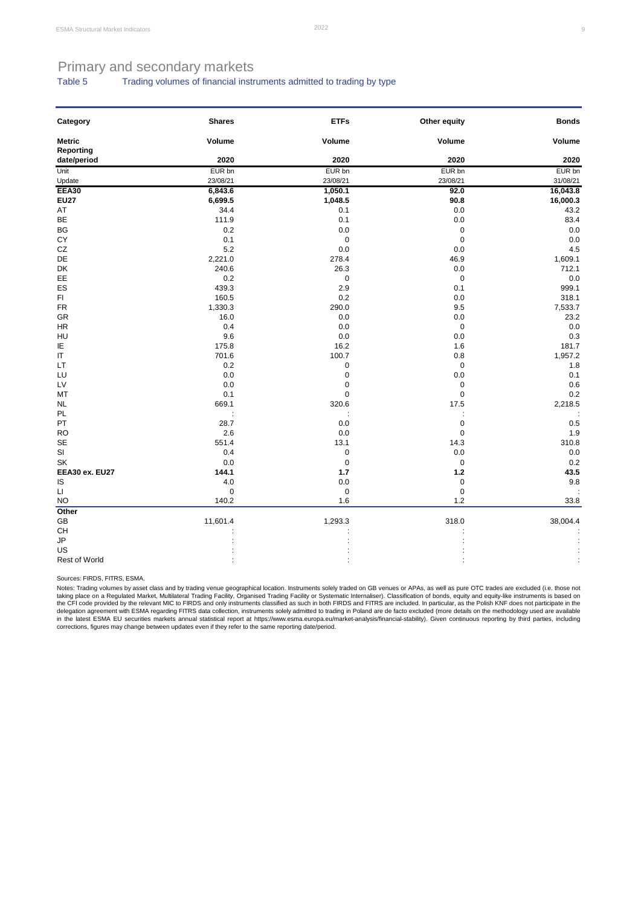## Primary and secondary markets

Table 5 Trading volumes of financial instruments admitted to trading by type

| Category | Shares | ETFs | Other equity | Bonds |
|---|---|---|---|---|
| Metric | Volume | Volume | Volume | Volume |
| Reporting date/period | 2020 | 2020 | 2020 | 2020 |
| Unit | EUR bn | EUR bn | EUR bn | EUR bn |
| Update | 23/08/21 | 23/08/21 | 23/08/21 | 31/08/21 |
| **EEA30** | **6,843.6** | **1,050.1** | **92.0** | **16,043.8** |
| **EU27** | **6,699.5** | **1,048.5** | **90.8** | **16,000.3** |
| AT | 34.4 | 0.1 | 0.0 | 43.2 |
| BE | 111.9 | 0.1 | 0.0 | 83.4 |
| BG | 0.2 | 0.0 | 0 | 0.0 |
| CY | 0.1 | 0 | 0 | 0.0 |
| CZ | 5.2 | 0.0 | 0.0 | 4.5 |
| DE | 2,221.0 | 278.4 | 46.9 | 1,609.1 |
| DK | 240.6 | 26.3 | 0.0 | 712.1 |
| EE | 0.2 | 0 | 0 | 0.0 |
| ES | 439.3 | 2.9 | 0.1 | 999.1 |
| FI | 160.5 | 0.2 | 0.0 | 318.1 |
| FR | 1,330.3 | 290.0 | 9.5 | 7,533.7 |
| GR | 16.0 | 0.0 | 0.0 | 23.2 |
| HR | 0.4 | 0.0 | 0 | 0.0 |
| HU | 9.6 | 0.0 | 0.0 | 0.3 |
| IE | 175.8 | 16.2 | 1.6 | 181.7 |
| IT | 701.6 | 100.7 | 0.8 | 1,957.2 |
| LT | 0.2 | 0 | 0 | 1.8 |
| LU | 0.0 | 0 | 0.0 | 0.1 |
| LV | 0.0 | 0 | 0 | 0.6 |
| MT | 0.1 | 0 | 0 | 0.2 |
| NL | 669.1 | 320.6 | 17.5 | 2,218.5 |
| PL | : | : | : | : |
| PT | 28.7 | 0.0 | 0 | 0.5 |
| RO | 2.6 | 0.0 | 0 | 1.9 |
| SE | 551.4 | 13.1 | 14.3 | 310.8 |
| SI | 0.4 | 0 | 0.0 | 0.0 |
| SK | 0.0 | 0 | 0 | 0.2 |
| **EEA30 ex. EU27** | **144.1** | **1.7** | **1.2** | **43.5** |
| IS | 4.0 | 0.0 | 0 | 9.8 |
| LI | 0 | 0 | 0 | : |
| NO | 140.2 | 1.6 | 1.2 | 33.8 |
| **Other** | | | | |
| GB | 11,601.4 | 1,293.3 | 318.0 | 38,004.4 |
| CH | : | : | : | : |
| JP | : | : | : | : |
| US | : | : | : | : |
| Rest of World | : | : | : | : |

Sources: FIRDS, FITRS, ESMA.

Notes: Trading volumes by asset class and by trading venue geographical location. Instruments solely traded on GB venues or APAs, as well as pure OTC trades are excluded (i.e. those not taking place on a Regulated Market, Multilateral Trading Facility, Organised Trading Facility or Systematic Internaliser). Classification of bonds, equity and equity-like instruments is based on the CFI code provided by the relevant MIC to FIRDS and only instruments classified as such in both FIRDS and FITRS are included. In particular, as the Polish KNF does not participate in the delegation agreement with ESMA regarding FITRS data collection, instruments solely admitted to trading in Poland are de facto excluded (more details on the methodology used are available in the latest ESMA EU securities markets annual statistical report at https://www.esma.europa.eu/market-analysis/financial-stability). Given continuous reporting by third parties, including corrections, figures may change between updates even if they refer to the same reporting date/period.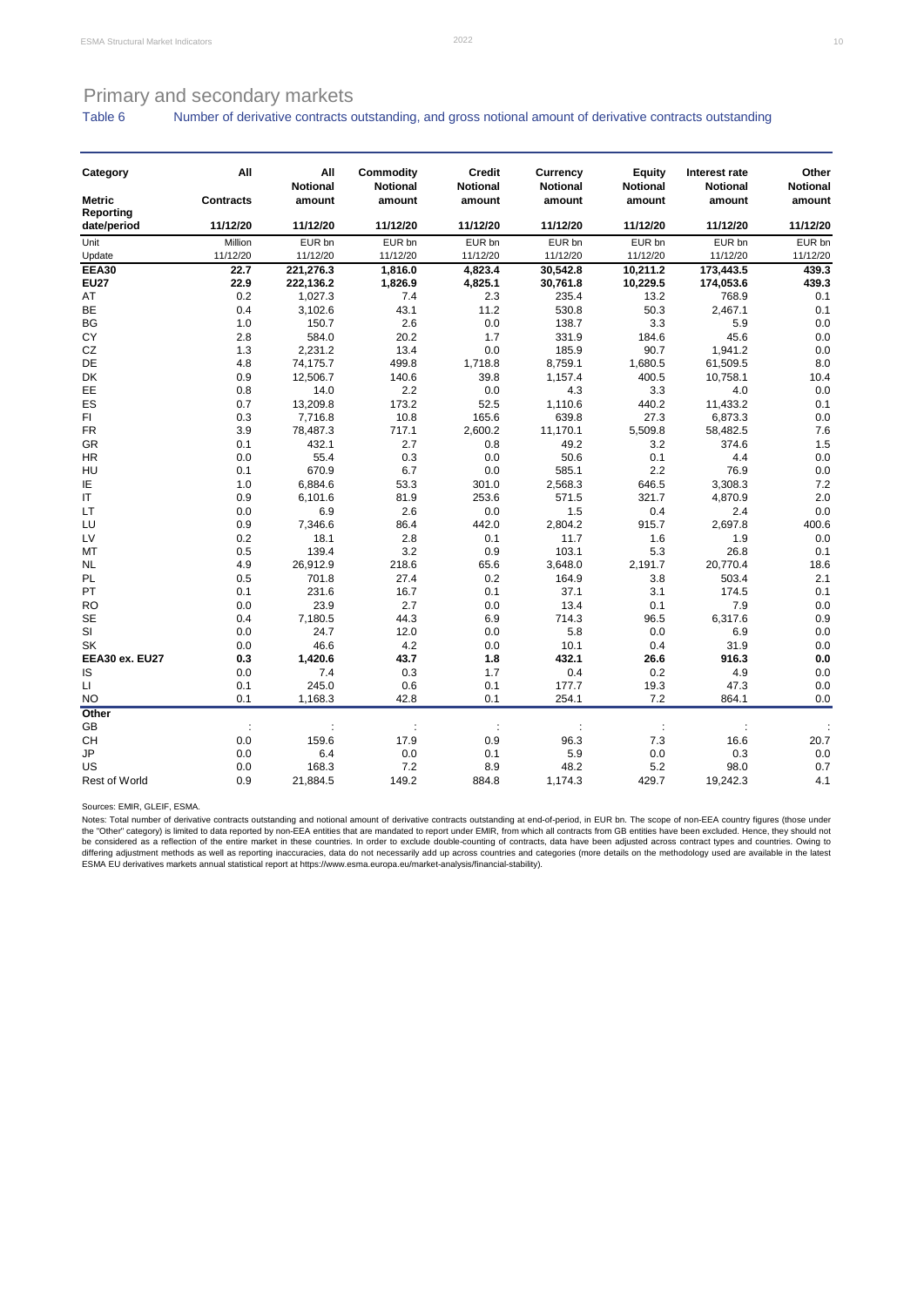## Primary and secondary markets

Table 6 Number of derivative contracts outstanding, and gross notional amount of derivative contracts outstanding

| Category | All | All Notional | Commodity Notional | Credit Notional | Currency Notional | Equity Notional | Interest rate Notional | Other Notional |
|---|---|---|---|---|---|---|---|---|
| Metric | Contracts | amount | amount | amount | amount | amount | amount | amount |
| Reporting date/period | 11/12/20 | 11/12/20 | 11/12/20 | 11/12/20 | 11/12/20 | 11/12/20 | 11/12/20 | 11/12/20 |
| Unit | Million | EUR bn | EUR bn | EUR bn | EUR bn | EUR bn | EUR bn | EUR bn |
| Update | 11/12/20 | 11/12/20 | 11/12/20 | 11/12/20 | 11/12/20 | 11/12/20 | 11/12/20 | 11/12/20 |
| **EEA30** | **22.7** | **221,276.3** | **1,816.0** | **4,823.4** | **30,542.8** | **10,211.2** | **173,443.5** | **439.3** |
| **EU27** | **22.9** | **222,136.2** | **1,826.9** | **4,825.1** | **30,761.8** | **10,229.5** | **174,053.6** | **439.3** |
| AT | 0.2 | 1,027.3 | 7.4 | 2.3 | 235.4 | 13.2 | 768.9 | 0.1 |
| BE | 0.4 | 3,102.6 | 43.1 | 11.2 | 530.8 | 50.3 | 2,467.1 | 0.1 |
| BG | 1.0 | 150.7 | 2.6 | 0.0 | 138.7 | 3.3 | 5.9 | 0.0 |
| CY | 2.8 | 584.0 | 20.2 | 1.7 | 331.9 | 184.6 | 45.6 | 0.0 |
| CZ | 1.3 | 2,231.2 | 13.4 | 0.0 | 185.9 | 90.7 | 1,941.2 | 0.0 |
| DE | 4.8 | 74,175.7 | 499.8 | 1,718.8 | 8,759.1 | 1,680.5 | 61,509.5 | 8.0 |
| DK | 0.9 | 12,506.7 | 140.6 | 39.8 | 1,157.4 | 400.5 | 10,758.1 | 10.4 |
| EE | 0.8 | 14.0 | 2.2 | 0.0 | 4.3 | 3.3 | 4.0 | 0.0 |
| ES | 0.7 | 13,209.8 | 173.2 | 52.5 | 1,110.6 | 440.2 | 11,433.2 | 0.1 |
| FI | 0.3 | 7,716.8 | 10.8 | 165.6 | 639.8 | 27.3 | 6,873.3 | 0.0 |
| FR | 3.9 | 78,487.3 | 717.1 | 2,600.2 | 11,170.1 | 5,509.8 | 58,482.5 | 7.6 |
| GR | 0.1 | 432.1 | 2.7 | 0.8 | 49.2 | 3.2 | 374.6 | 1.5 |
| HR | 0.0 | 55.4 | 0.3 | 0.0 | 50.6 | 0.1 | 4.4 | 0.0 |
| HU | 0.1 | 670.9 | 6.7 | 0.0 | 585.1 | 2.2 | 76.9 | 0.0 |
| IE | 1.0 | 6,884.6 | 53.3 | 301.0 | 2,568.3 | 646.5 | 3,308.3 | 7.2 |
| IT | 0.9 | 6,101.6 | 81.9 | 253.6 | 571.5 | 321.7 | 4,870.9 | 2.0 |
| LT | 0.0 | 6.9 | 2.6 | 0.0 | 1.5 | 0.4 | 2.4 | 0.0 |
| LU | 0.9 | 7,346.6 | 86.4 | 442.0 | 2,804.2 | 915.7 | 2,697.8 | 400.6 |
| LV | 0.2 | 18.1 | 2.8 | 0.1 | 11.7 | 1.6 | 1.9 | 0.0 |
| MT | 0.5 | 139.4 | 3.2 | 0.9 | 103.1 | 5.3 | 26.8 | 0.1 |
| NL | 4.9 | 26,912.9 | 218.6 | 65.6 | 3,648.0 | 2,191.7 | 20,770.4 | 18.6 |
| PL | 0.5 | 701.8 | 27.4 | 0.2 | 164.9 | 3.8 | 503.4 | 2.1 |
| PT | 0.1 | 231.6 | 16.7 | 0.1 | 37.1 | 3.1 | 174.5 | 0.1 |
| RO | 0.0 | 23.9 | 2.7 | 0.0 | 13.4 | 0.1 | 7.9 | 0.0 |
| SE | 0.4 | 7,180.5 | 44.3 | 6.9 | 714.3 | 96.5 | 6,317.6 | 0.9 |
| SI | 0.0 | 24.7 | 12.0 | 0.0 | 5.8 | 0.0 | 6.9 | 0.0 |
| SK | 0.0 | 46.6 | 4.2 | 0.0 | 10.1 | 0.4 | 31.9 | 0.0 |
| **EEA30 ex. EU27** | **0.3** | **1,420.6** | **43.7** | **1.8** | **432.1** | **26.6** | **916.3** | **0.0** |
| IS | 0.0 | 7.4 | 0.3 | 1.7 | 0.4 | 0.2 | 4.9 | 0.0 |
| LI | 0.1 | 245.0 | 0.6 | 0.1 | 177.7 | 19.3 | 47.3 | 0.0 |
| NO | 0.1 | 1,168.3 | 42.8 | 0.1 | 254.1 | 7.2 | 864.1 | 0.0 |
| **Other** | | | | | | | | |
| GB | : | : | : | : | : | : | : | : |
| CH | 0.0 | 159.6 | 17.9 | 0.9 | 96.3 | 7.3 | 16.6 | 20.7 |
| JP | 0.0 | 6.4 | 0.0 | 0.1 | 5.9 | 0.0 | 0.3 | 0.0 |
| US | 0.0 | 168.3 | 7.2 | 8.9 | 48.2 | 5.2 | 98.0 | 0.7 |
| Rest of World | 0.9 | 21,884.5 | 149.2 | 884.8 | 1,174.3 | 429.7 | 19,242.3 | 4.1 |

Sources: EMIR, GLEIF, ESMA.

Notes: Total number of derivative contracts outstanding and notional amount of derivative contracts outstanding at end-of-period, in EUR bn. The scope of non-EEA country figures (those under the "Other" category) is limited to data reported by non-EEA entities that are mandated to report under EMIR, from which all contracts from GB entities have been excluded. Hence, they should not be considered as a reflection of the entire market in these countries. In order to exclude double-counting of contracts, data have been adjusted across contract types and countries. Owing to differing adjustment methods as well as reporting inaccuracies, data do not necessarily add up across countries and categories (more details on the methodology used are available in the latest ESMA EU derivatives markets annual statistical report at https://www.esma.europa.eu/market-analysis/financial-stability).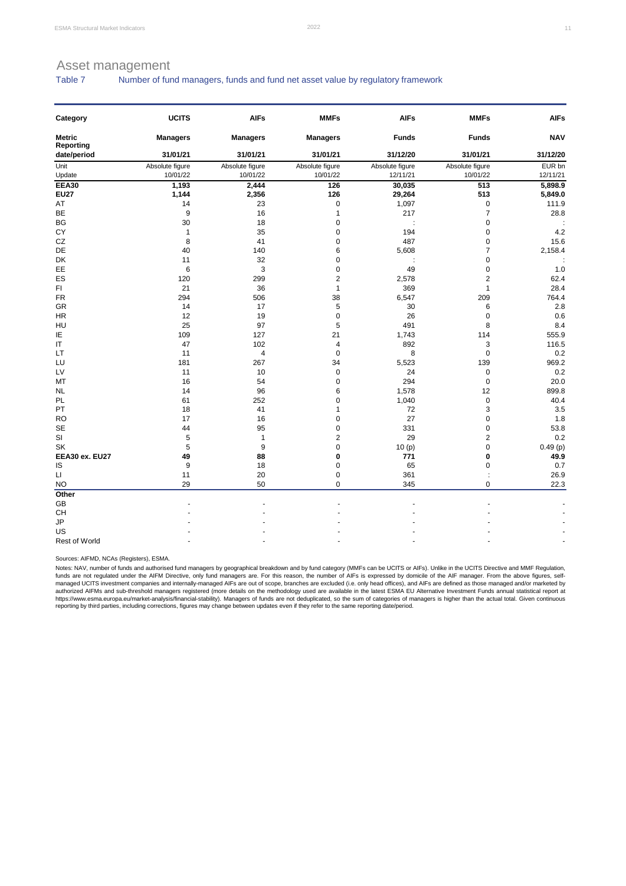# Asset management

## Table 7 Number of fund managers, funds and fund net asset value by regulatory framework

| Category | UCITS | AIFs | MMFs | AIFs | MMFs | AIFs |
|---|---|---|---|---|---|---|
| **Metric** | **Managers** | **Managers** | **Managers** | **Funds** | **Funds** | **NAV** |
| **Reporting date/period** | **31/01/21** | **31/01/21** | **31/01/21** | **31/12/20** | **31/01/21** | **31/12/20** |
| Unit | Absolute figure | Absolute figure | Absolute figure | Absolute figure | Absolute figure | EUR bn |
| Update | 10/01/22 | 10/01/22 | 10/01/22 | 12/11/21 | 10/01/22 | 12/11/21 |
| **EEA30** | **1,193** | **2,444** | **126** | **30,035** | **513** | **5,898.9** |
| **EU27** | **1,144** | **2,356** | **126** | **29,264** | **513** | **5,849.0** |
| AT | 14 | 23 | 0 | 1,097 | 0 | 111.9 |
| BE | 9 | 16 | 1 | 217 | 7 | 28.8 |
| BG | 30 | 18 | 0 | : | 0 | : |
| CY | 1 | 35 | 0 | 194 | 0 | 4.2 |
| CZ | 8 | 41 | 0 | 487 | 0 | 15.6 |
| DE | 40 | 140 | 6 | 5,608 | 7 | 2,158.4 |
| DK | 11 | 32 | 0 | : | 0 | : |
| EE | 6 | 3 | 0 | 49 | 0 | 1.0 |
| ES | 120 | 299 | 2 | 2,578 | 2 | 62.4 |
| FI | 21 | 36 | 1 | 369 | 1 | 28.4 |
| FR | 294 | 506 | 38 | 6,547 | 209 | 764.4 |
| GR | 14 | 17 | 5 | 30 | 6 | 2.8 |
| HR | 12 | 19 | 0 | 26 | 0 | 0.6 |
| HU | 25 | 97 | 5 | 491 | 8 | 8.4 |
| IE | 109 | 127 | 21 | 1,743 | 114 | 555.9 |
| IT | 47 | 102 | 4 | 892 | 3 | 116.5 |
| LT | 11 | 4 | 0 | 8 | 0 | 0.2 |
| LU | 181 | 267 | 34 | 5,523 | 139 | 969.2 |
| LV | 11 | 10 | 0 | 24 | 0 | 0.2 |
| MT | 16 | 54 | 0 | 294 | 0 | 20.0 |
| NL | 14 | 96 | 6 | 1,578 | 12 | 899.8 |
| PL | 61 | 252 | 0 | 1,040 | 0 | 40.4 |
| PT | 18 | 41 | 1 | 72 | 3 | 3.5 |
| RO | 17 | 16 | 0 | 27 | 0 | 1.8 |
| SE | 44 | 95 | 0 | 331 | 0 | 53.8 |
| SI | 5 | 1 | 2 | 29 | 2 | 0.2 |
| SK | 5 | 9 | 0 | 10 (p) | 0 | 0.49 (p) |
| **EEA30 ex. EU27** | **49** | **88** | **0** | **771** | **0** | **49.9** |
| IS | 9 | 18 | 0 | 65 | 0 | 0.7 |
| LI | 11 | 20 | 0 | 361 | : | 26.9 |
| NO | 29 | 50 | 0 | 345 | 0 | 22.3 |
| **Other** | | | | | | |
| GB | - | - | - | - | - | - |
| CH | - | - | - | - | - | - |
| JP | - | - | - | - | - | - |
| US | - | - | - | - | - | - |
| Rest of World | - | - | - | - | - | - |

Sources: AIFMD, NCAs (Registers), ESMA.

Notes: NAV, number of funds and authorised fund managers by geographical breakdown and by fund category (MMFs can be UCITS or AIFs). Unlike in the UCITS Directive and MMF Regulation, funds are not regulated under the AIFM Directive, only fund managers are. For this reason, the number of AIFs is expressed by domicile of the AIF manager. From the above figures, self-managed UCITS investment companies and internally-managed AIFs are out of scope, branches are excluded (i.e. only head offices), and AIFs are defined as those managed and/or marketed by authorized AIFMs and sub-threshold managers registered (more details on the methodology used are available in the latest ESMA EU Alternative Investment Funds annual statistical report at https://www.esma.europa.eu/market-analysis/financial-stability). Managers of funds are not deduplicated, so the sum of categories of managers is higher than the actual total. Given continuous reporting by third parties, including corrections, figures may change between updates even if they refer to the same reporting date/period.